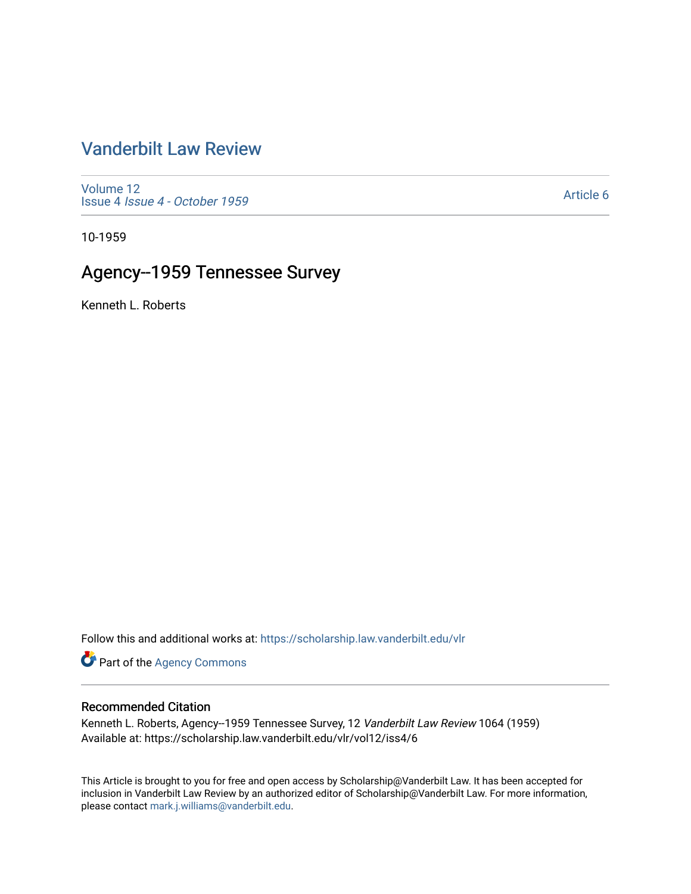# Vanderbilt Law Review

Volume 12
Issue 4 *Issue 4 - October 1959*

Article 6

10-1959

## Agency--1959 Tennessee Survey

Kenneth L. Roberts

Follow this and additional works at: https://scholarship.law.vanderbilt.edu/vlr

Part of the Agency Commons

### Recommended Citation

Kenneth L. Roberts, Agency--1959 Tennessee Survey, 12 *Vanderbilt Law Review* 1064 (1959)
Available at: https://scholarship.law.vanderbilt.edu/vlr/vol12/iss4/6

This Article is brought to you for free and open access by Scholarship@Vanderbilt Law. It has been accepted for inclusion in Vanderbilt Law Review by an authorized editor of Scholarship@Vanderbilt Law. For more information, please contact mark.j.williams@vanderbilt.edu.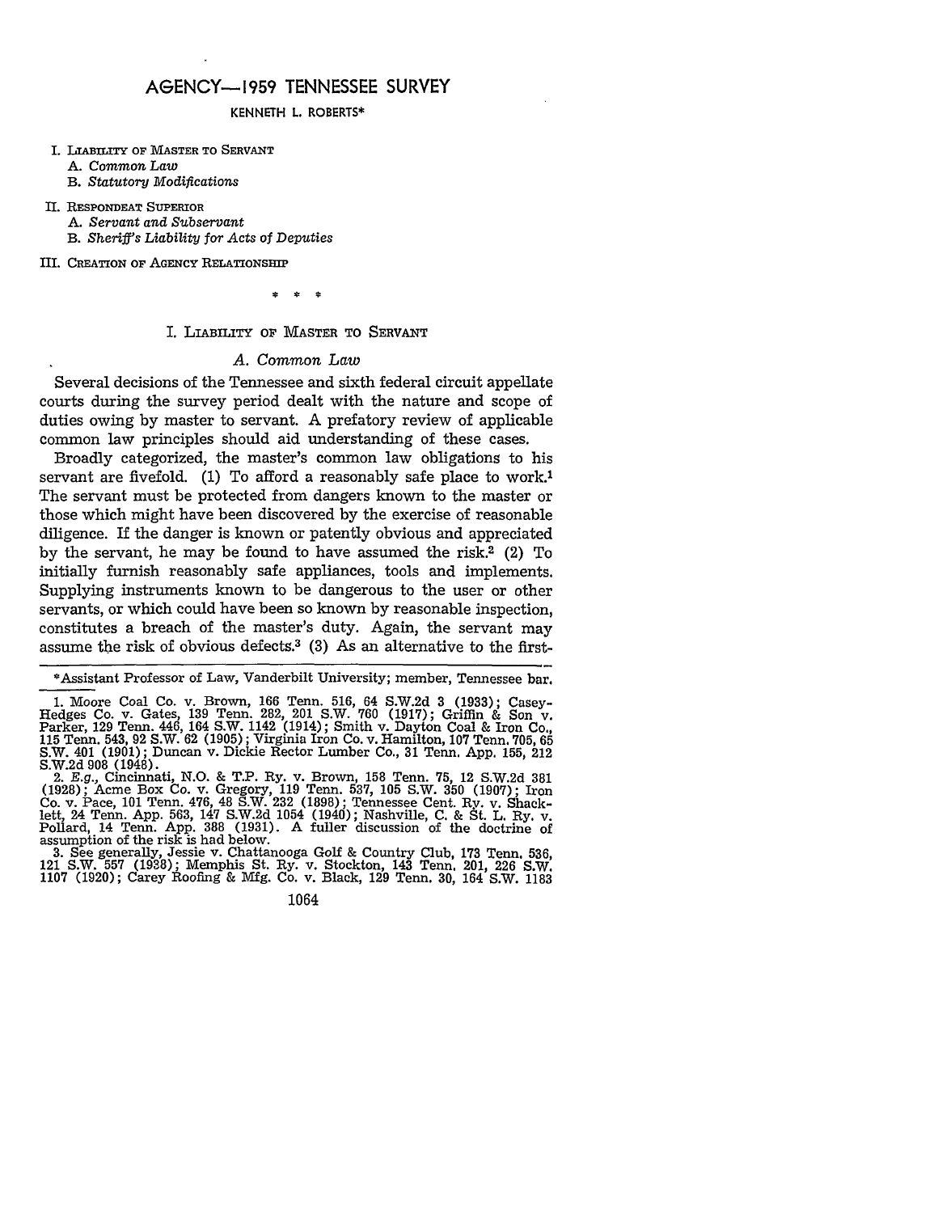# AGENCY—1959 TENNESSEE SURVEY

KENNETH L. ROBERTS*

I. LIABILITY OF MASTER TO SERVANT
  A. *Common Law*
  B. *Statutory Modifications*

II. RESPONDEAT SUPERIOR
  A. *Servant and Subservant*
  B. *Sheriff's Liability for Acts of Deputies*

III. CREATION OF AGENCY RELATIONSHIP

\* \* \*

## I. LIABILITY OF MASTER TO SERVANT

### *A. Common Law*

Several decisions of the Tennessee and sixth federal circuit appellate courts during the survey period dealt with the nature and scope of duties owing by master to servant. A prefatory review of applicable common law principles should aid understanding of these cases.

Broadly categorized, the master's common law obligations to his servant are fivefold. (1) To afford a reasonably safe place to work.[1] The servant must be protected from dangers known to the master or those which might have been discovered by the exercise of reasonable diligence. If the danger is known or patently obvious and appreciated by the servant, he may be found to have assumed the risk.[2] (2) To initially furnish reasonably safe appliances, tools and implements. Supplying instruments known to be dangerous to the user or other servants, or which could have been so known by reasonable inspection, constitutes a breach of the master's duty. Again, the servant may assume the risk of obvious defects.[3] (3) As an alternative to the first-

---

*Assistant Professor of Law, Vanderbilt University; member, Tennessee bar.

1. Moore Coal Co. v. Brown, 166 Tenn. 516, 64 S.W.2d 3 (1933); Casey-Hedges Co. v. Gates, 139 Tenn. 282, 201 S.W. 760 (1917); Griffin & Son v. Parker, 129 Tenn. 446, 164 S.W. 1142 (1914); Smith v. Dayton Coal & Iron Co., 115 Tenn. 543, 92 S.W. 62 (1905); Virginia Iron Co. v. Hamilton, 107 Tenn. 705, 65 S.W. 401 (1901); Duncan v. Dickie Rector Lumber Co., 31 Tenn. App. 155, 212 S.W.2d 908 (1948).

2. *E.g.*, Cincinnati, N.O. & T.P. Ry. v. Brown, 158 Tenn. 75, 12 S.W.2d 381 (1928); Acme Box Co. v. Gregory, 119 Tenn. 537, 105 S.W. 350 (1907); Iron Co. v. Pace, 101 Tenn. 476, 48 S.W. 232 (1898); Tennessee Cent. Ry. v. Shacklett, 24 Tenn. App. 563, 147 S.W.2d 1054 (1940); Nashville, C. & St. L. Ry. v. Pollard, 14 Tenn. App. 388 (1931). A fuller discussion of the doctrine of assumption of the risk is had below.

3. See generally, Jessie v. Chattanooga Golf & Country Club, 173 Tenn. 536, 121 S.W. 557 (1938); Memphis St. Ry. v. Stockton, 143 Tenn. 201, 226 S.W. 1107 (1920); Carey Roofing & Mfg. Co. v. Black, 129 Tenn. 30, 164 S.W. 1183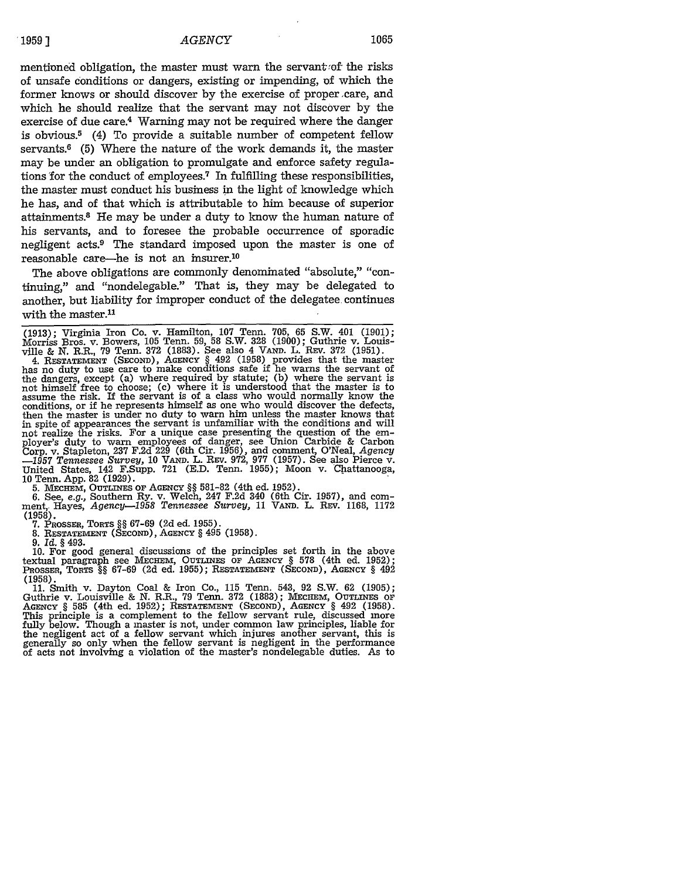mentioned obligation, the master must warn the servant of the risks of unsafe conditions or dangers, existing or impending, of which the former knows or should discover by the exercise of proper care, and which he should realize that the servant may not discover by the exercise of due care.[4] Warning may not be required where the danger is obvious.[5] (4) To provide a suitable number of competent fellow servants.[6] (5) Where the nature of the work demands it, the master may be under an obligation to promulgate and enforce safety regulations for the conduct of employees.[7] In fulfilling these responsibilities, the master must conduct his business in the light of knowledge which he has, and of that which is attributable to him because of superior attainments.[8] He may be under a duty to know the human nature of his servants, and to foresee the probable occurrence of sporadic negligent acts.[9] The standard imposed upon the master is one of reasonable care—he is not an insurer.[10]

The above obligations are commonly denominated "absolute," "continuing," and "nondelegable." That is, they may be delegated to another, but liability for improper conduct of the delegatee continues with the master.[11]

---

(1913); Virginia Iron Co. v. Hamilton, 107 Tenn. 705, 65 S.W. 401 (1901); Morriss Bros. v. Bowers, 105 Tenn. 59, 58 S.W. 328 (1900); Guthrie v. Louisville & N. R.R., 79 Tenn. 372 (1883). See also 4 VAND. L. REV. 372 (1951).

4. RESTATEMENT (SECOND), AGENCY § 492 (1958) provides that the master has no duty to use care to make conditions safe if he warns the servant of the dangers, except (a) where required by statute; (b) where the servant is not himself free to choose; (c) where it is understood that the master is to assume the risk. If the servant is of a class who would normally know the conditions, or if he represents himself as one who would discover the defects, then the master is under no duty to warn him unless the master knows that in spite of appearances the servant is unfamiliar with the conditions and will not realize the risks. For a unique case presenting the question of the employer's duty to warn employees of danger, see Union Carbide & Carbon Corp. v. Stapleton, 237 F.2d 229 (6th Cir. 1956), and comment, O'Neal, *Agency—1957 Tennessee Survey*, 10 VAND. L. REV. 972, 977 (1957). See also Pierce v. United States, 142 F.Supp. 721 (E.D. Tenn. 1955); Moon v. Chattanooga, 10 Tenn. App. 82 (1929).

5. MECHEM, OUTLINES OF AGENCY §§ 581-82 (4th ed. 1952).

6. See, *e.g.*, Southern Ry. v. Welch, 247 F.2d 340 (6th Cir. 1957), and comment, Hayes, *Agency—1958 Tennessee Survey*, 11 VAND. L. REV. 1168, 1172 (1958).

7. PROSSER, TORTS §§ 67-69 (2d ed. 1955).

8. RESTATEMENT (SECOND), AGENCY § 495 (1958).

9. *Id.* § 493.

10. For good general discussions of the principles set forth in the above textual paragraph see MECHEM, OUTLINES OF AGENCY § 578 (4th ed. 1952); PROSSER, TORTS §§ 67-69 (2d ed. 1955); RESTATEMENT (SECOND), AGENCY § 492 (1958).

11. Smith v. Dayton Coal & Iron Co., 115 Tenn. 543, 92 S.W. 62 (1905); Guthrie v. Louisville & N. R.R., 79 Tenn. 372 (1883); MECHEM, OUTLINES OF AGENCY § 585 (4th ed. 1952); RESTATEMENT (SECOND), AGENCY § 492 (1958). This principle is a complement to the fellow servant rule, discussed more fully below. Though a master is not, under common law principles, liable for the negligent act of a fellow servant which injures another servant, this is generally so only when the fellow servant is negligent in the performance of acts not involving a violation of the master's nondelegable duties. As to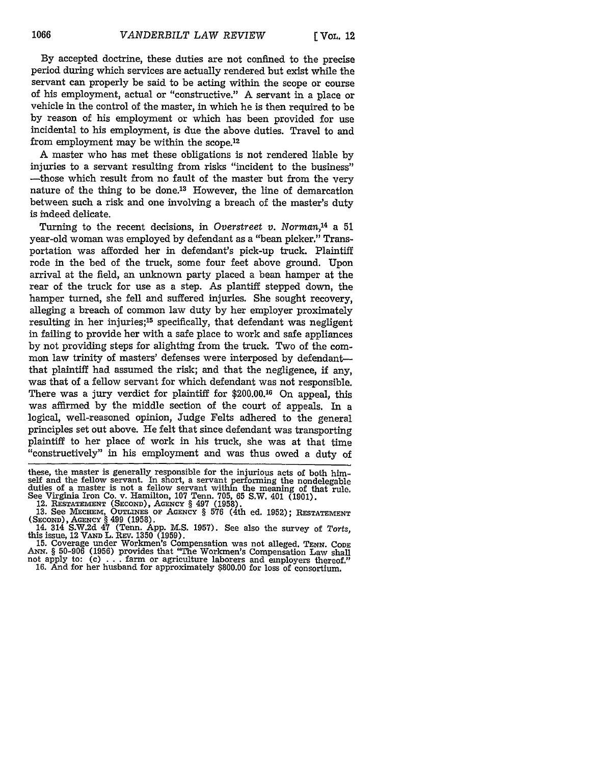By accepted doctrine, these duties are not confined to the precise period during which services are actually rendered but exist while the servant can properly be said to be acting within the scope or course of his employment, actual or "constructive." A servant in a place or vehicle in the control of the master, in which he is then required to be by reason of his employment or which has been provided for use incidental to his employment, is due the above duties. Travel to and from employment may be within the scope.[12]

A master who has met these obligations is not rendered liable by injuries to a servant resulting from risks "incident to the business" —those which result from no fault of the master but from the very nature of the thing to be done.[13] However, the line of demarcation between such a risk and one involving a breach of the master's duty is indeed delicate.

Turning to the recent decisions, in *Overstreet v. Norman*,[14] a 51 year-old woman was employed by defendant as a "bean picker." Transportation was afforded her in defendant's pick-up truck. Plaintiff rode in the bed of the truck, some four feet above ground. Upon arrival at the field, an unknown party placed a bean hamper at the rear of the truck for use as a step. As plantiff stepped down, the hamper turned, she fell and suffered injuries. She sought recovery, alleging a breach of common law duty by her employer proximately resulting in her injuries;[15] specifically, that defendant was negligent in failing to provide her with a safe place to work and safe appliances by not providing steps for alighting from the truck. Two of the common law trinity of masters' defenses were interposed by defendant—that plaintiff had assumed the risk; and that the negligence, if any, was that of a fellow servant for which defendant was not responsible. There was a jury verdict for plaintiff for $200.00.[16] On appeal, this was affirmed by the middle section of the court of appeals. In a logical, well-reasoned opinion, Judge Felts adhered to the general principles set out above. He felt that since defendant was transporting plaintiff to her place of work in his truck, she was at that time "constructively" in his employment and was thus owed a duty of

---

these, the master is generally responsible for the injurious acts of both himself and the fellow servant. In short, a servant performing the nondelegable duties of a master is not a fellow servant within the meaning of that rule. See Virginia Iron Co. v. Hamilton, 107 Tenn. 705, 65 S.W. 401 (1901).

12. RESTATEMENT (SECOND), AGENCY § 497 (1958).

13. See MECHEM, OUTLINES OF AGENCY § 576 (4th ed. 1952); RESTATEMENT (SECOND), AGENCY § 499 (1958).

14. 314 S.W.2d 47 (Tenn. App. M.S. 1957). See also the survey of *Torts*, this issue, 12 VAND L. REV. 1350 (1959).

15. Coverage under Workmen's Compensation was not alleged. TENN. CODE ANN. § 50-906 (1956) provides that "The Workmen's Compensation Law shall not apply to: (c) . . . farm or agriculture laborers and employers thereof."

16. And for her husband for approximately $800.00 for loss of consortium.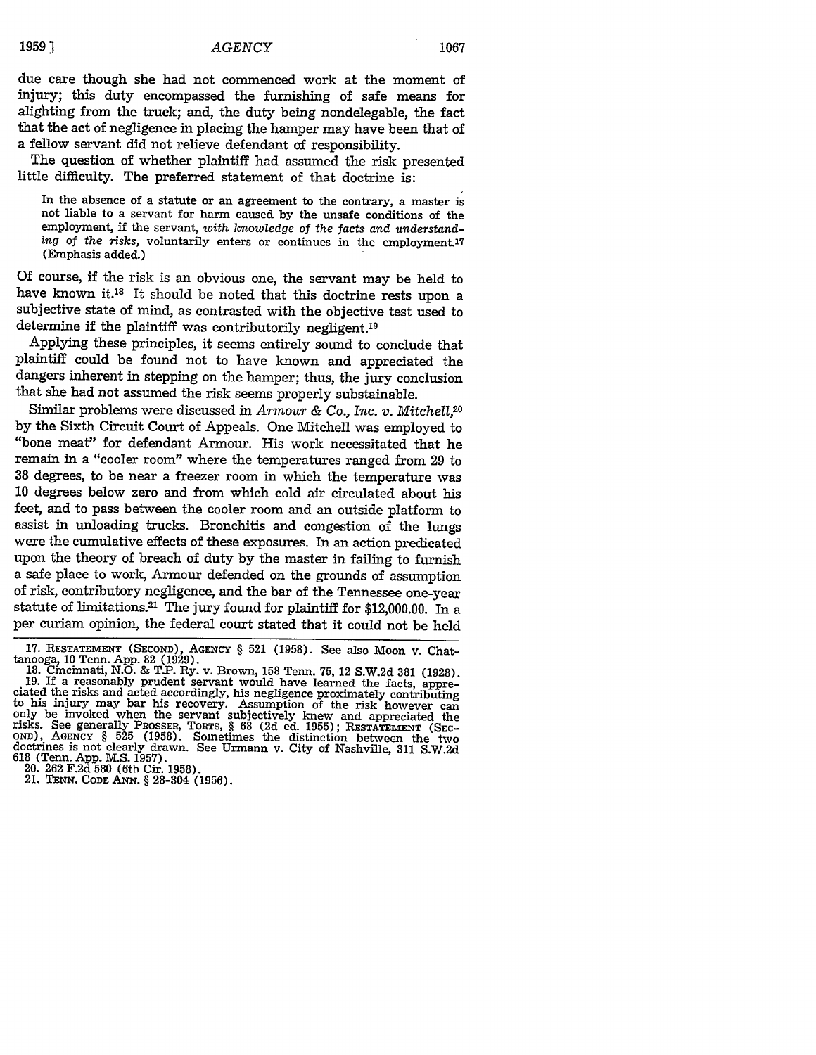due care though she had not commenced work at the moment of injury; this duty encompassed the furnishing of safe means for alighting from the truck; and, the duty being nondelegable, the fact that the act of negligence in placing the hamper may have been that of a fellow servant did not relieve defendant of responsibility.

The question of whether plaintiff had assumed the risk presented little difficulty. The preferred statement of that doctrine is:

> In the absence of a statute or an agreement to the contrary, a master is not liable to a servant for harm caused by the unsafe conditions of the employment, if the servant, *with knowledge of the facts and understanding of the risks,* voluntarily enters or continues in the employment.[17] (Emphasis added.)

Of course, if the risk is an obvious one, the servant may be held to have known it.[18] It should be noted that this doctrine rests upon a subjective state of mind, as contrasted with the objective test used to determine if the plaintiff was contributorily negligent.[19]

Applying these principles, it seems entirely sound to conclude that plaintiff could be found not to have known and appreciated the dangers inherent in stepping on the hamper; thus, the jury conclusion that she had not assumed the risk seems properly substainable.

Similar problems were discussed in *Armour & Co., Inc. v. Mitchell,*[20] by the Sixth Circuit Court of Appeals. One Mitchell was employed to "bone meat" for defendant Armour. His work necessitated that he remain in a "cooler room" where the temperatures ranged from 29 to 38 degrees, to be near a freezer room in which the temperature was 10 degrees below zero and from which cold air circulated about his feet, and to pass between the cooler room and an outside platform to assist in unloading trucks. Bronchitis and congestion of the lungs were the cumulative effects of these exposures. In an action predicated upon the theory of breach of duty by the master in failing to furnish a safe place to work, Armour defended on the grounds of assumption of risk, contributory negligence, and the bar of the Tennessee one-year statute of limitations.[21] The jury found for plaintiff for $12,000.00. In a per curiam opinion, the federal court stated that it could not be held

---

17. RESTATEMENT (SECOND), AGENCY § 521 (1958). See also Moon v. Chattanooga, 10 Tenn. App. 82 (1929).

18. Cincinnati, N.O. & T.P. Ry. v. Brown, 158 Tenn. 75, 12 S.W.2d 381 (1928).

19. If a reasonably prudent servant would have learned the facts, appreciated the risks and acted accordingly, his negligence proximately contributing to his injury may bar his recovery. Assumption of the risk however can only be invoked when the servant subjectively knew and appreciated the risks. See generally PROSSER, TORTS, § 68 (2d ed. 1955); RESTATEMENT (SECOND), AGENCY § 525 (1958). Sometimes the distinction between the two doctrines is not clearly drawn. See Urmann v. City of Nashville, 311 S.W.2d 618 (Tenn. App. M.S. 1957).

20. 262 F.2d 580 (6th Cir. 1958).

21. TENN. CODE ANN. § 28-304 (1956).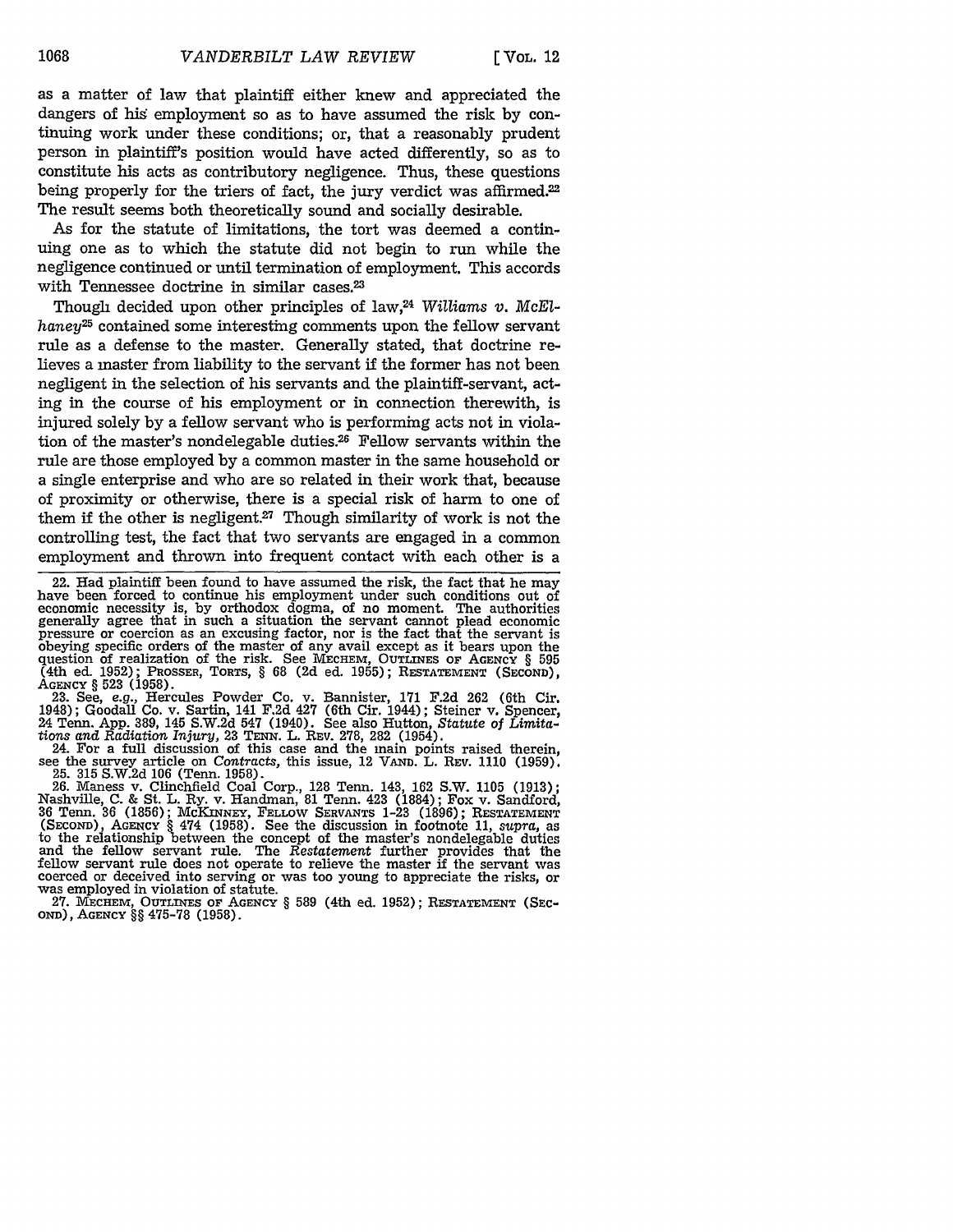as a matter of law that plaintiff either knew and appreciated the dangers of his employment so as to have assumed the risk by continuing work under these conditions; or, that a reasonably prudent person in plaintiff's position would have acted differently, so as to constitute his acts as contributory negligence. Thus, these questions being properly for the triers of fact, the jury verdict was affirmed.[22] The result seems both theoretically sound and socially desirable.

As for the statute of limitations, the tort was deemed a continuing one as to which the statute did not begin to run while the negligence continued or until termination of employment. This accords with Tennessee doctrine in similar cases.[23]

Though decided upon other principles of law,[24] *Williams v. McElhaney*[25] contained some interesting comments upon the fellow servant rule as a defense to the master. Generally stated, that doctrine relieves a master from liability to the servant if the former has not been negligent in the selection of his servants and the plaintiff-servant, acting in the course of his employment or in connection therewith, is injured solely by a fellow servant who is performing acts not in violation of the master's nondelegable duties.[26] Fellow servants within the rule are those employed by a common master in the same household or a single enterprise and who are so related in their work that, because of proximity or otherwise, there is a special risk of harm to one of them if the other is negligent.[27] Though similarity of work is not the controlling test, the fact that two servants are engaged in a common employment and thrown into frequent contact with each other is a

22. Had plaintiff been found to have assumed the risk, the fact that he may have been forced to continue his employment under such conditions out of economic necessity is, by orthodox dogma, of no moment. The authorities generally agree that in such a situation the servant cannot plead economic pressure or coercion as an excusing factor, nor is the fact that the servant is obeying specific orders of the master of any avail except as it bears upon the question of realization of the risk. See MECHEM, OUTLINES OF AGENCY § 595 (4th ed. 1952); PROSSER, TORTS, § 68 (2d ed. 1955); RESTATEMENT (SECOND), AGENCY § 523 (1958).

23. See, *e.g.*, Hercules Powder Co. v. Bannister, 171 F.2d 262 (6th Cir. 1948); Goodall Co. v. Sartin, 141 F.2d 427 (6th Cir. 1944); Steiner v. Spencer, 24 Tenn. App. 389, 145 S.W.2d 547 (1940). See also Hutton, *Statute of Limitations and Radiation Injury*, 23 TENN. L. REV. 278, 282 (1954).

24. For a full discussion of this case and the main points raised therein, see the survey article on *Contracts*, this issue, 12 VAND. L. REV. 1110 (1959).

25. 315 S.W.2d 106 (Tenn. 1958).

26. Maness v. Clinchfield Coal Corp., 128 Tenn. 143, 162 S.W. 1105 (1913); Nashville, C. & St. L. Ry. v. Handman, 81 Tenn. 423 (1884); Fox v. Sandford, 36 Tenn. 36 (1856); MCKINNEY, FELLOW SERVANTS 1-23 (1896); RESTATEMENT (SECOND), AGENCY § 474 (1958). See the discussion in footnote 11, *supra*, as to the relationship between the concept of the master's nondelegable duties and the fellow servant rule. The *Restatement* further provides that the fellow servant rule does not operate to relieve the master if the servant was coerced or deceived into serving or was too young to appreciate the risks, or was employed in violation of statute.

27. MECHEM, OUTLINES OF AGENCY § 589 (4th ed. 1952); RESTATEMENT (SECOND), AGENCY §§ 475-78 (1958).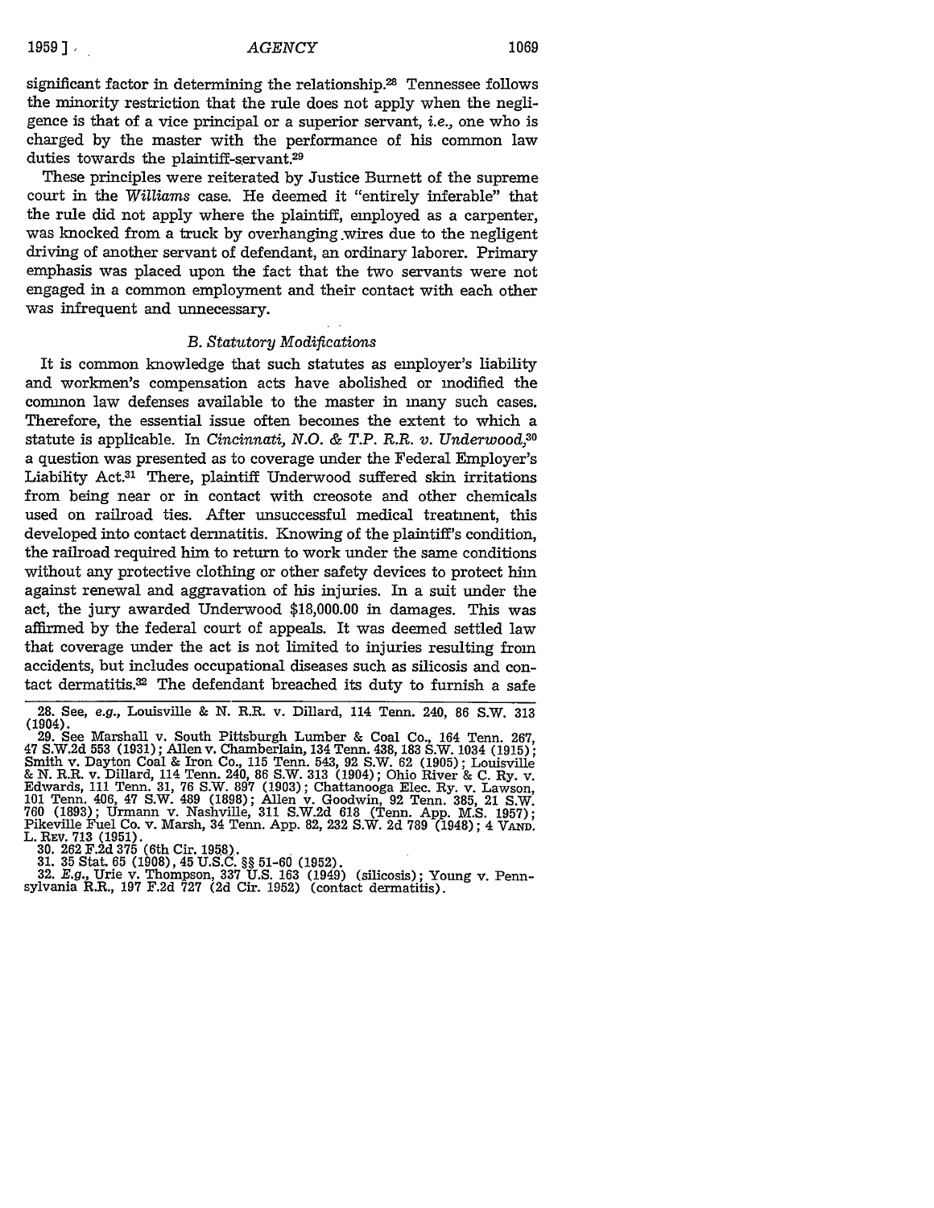significant factor in determining the relationship.[28] Tennessee follows the minority restriction that the rule does not apply when the negligence is that of a vice principal or a superior servant, *i.e.*, one who is charged by the master with the performance of his common law duties towards the plaintiff-servant.[29]

These principles were reiterated by Justice Burnett of the supreme court in the *Williams* case. He deemed it "entirely inferable" that the rule did not apply where the plaintiff, employed as a carpenter, was knocked from a truck by overhanging wires due to the negligent driving of another servant of defendant, an ordinary laborer. Primary emphasis was placed upon the fact that the two servants were not engaged in a common employment and their contact with each other was infrequent and unnecessary.

### *B. Statutory Modifications*

It is common knowledge that such statutes as employer's liability and workmen's compensation acts have abolished or modified the common law defenses available to the master in many such cases. Therefore, the essential issue often becomes the extent to which a statute is applicable. In *Cincinnati, N.O. & T.P. R.R. v. Underwood*,[30] a question was presented as to coverage under the Federal Employer's Liability Act.[31] There, plaintiff Underwood suffered skin irritations from being near or in contact with creosote and other chemicals used on railroad ties. After unsuccessful medical treatment, this developed into contact dermatitis. Knowing of the plaintiff's condition, the railroad required him to return to work under the same conditions without any protective clothing or other safety devices to protect him against renewal and aggravation of his injuries. In a suit under the act, the jury awarded Underwood $18,000.00 in damages. This was affirmed by the federal court of appeals. It was deemed settled law that coverage under the act is not limited to injuries resulting from accidents, but includes occupational diseases such as silicosis and contact dermatitis.[32] The defendant breached its duty to furnish a safe

---

28. See, *e.g.*, Louisville & N. R.R. v. Dillard, 114 Tenn. 240, 86 S.W. 313 (1904).

29. See Marshall v. South Pittsburgh Lumber & Coal Co., 164 Tenn. 267, 47 S.W.2d 553 (1931); Allen v. Chamberlain, 134 Tenn. 438, 183 S.W. 1034 (1915); Smith v. Dayton Coal & Iron Co., 115 Tenn. 543, 92 S.W. 62 (1905); Louisville & N. R.R. v. Dillard, 114 Tenn. 240, 86 S.W. 313 (1904); Ohio River & C. Ry. v. Edwards, 111 Tenn. 31, 76 S.W. 897 (1903); Chattanooga Elec. Ry. v. Lawson, 101 Tenn. 406, 47 S.W. 489 (1898); Allen v. Goodwin, 92 Tenn. 385, 21 S.W. 760 (1893); Urmann v. Nashville, 311 S.W.2d 618 (Tenn. App. M.S. 1957); Pikeville Fuel Co. v. Marsh, 34 Tenn. App. 82, 232 S.W. 2d 789 (1948); 4 VAND. L. REV. 713 (1951).

30. 262 F.2d 375 (6th Cir. 1958).

31. 35 Stat. 65 (1908), 45 U.S.C. §§ 51-60 (1952).

32. *E.g.*, Urie v. Thompson, 337 U.S. 163 (1949) (silicosis); Young v. Pennsylvania R.R., 197 F.2d 727 (2d Cir. 1952) (contact dermatitis).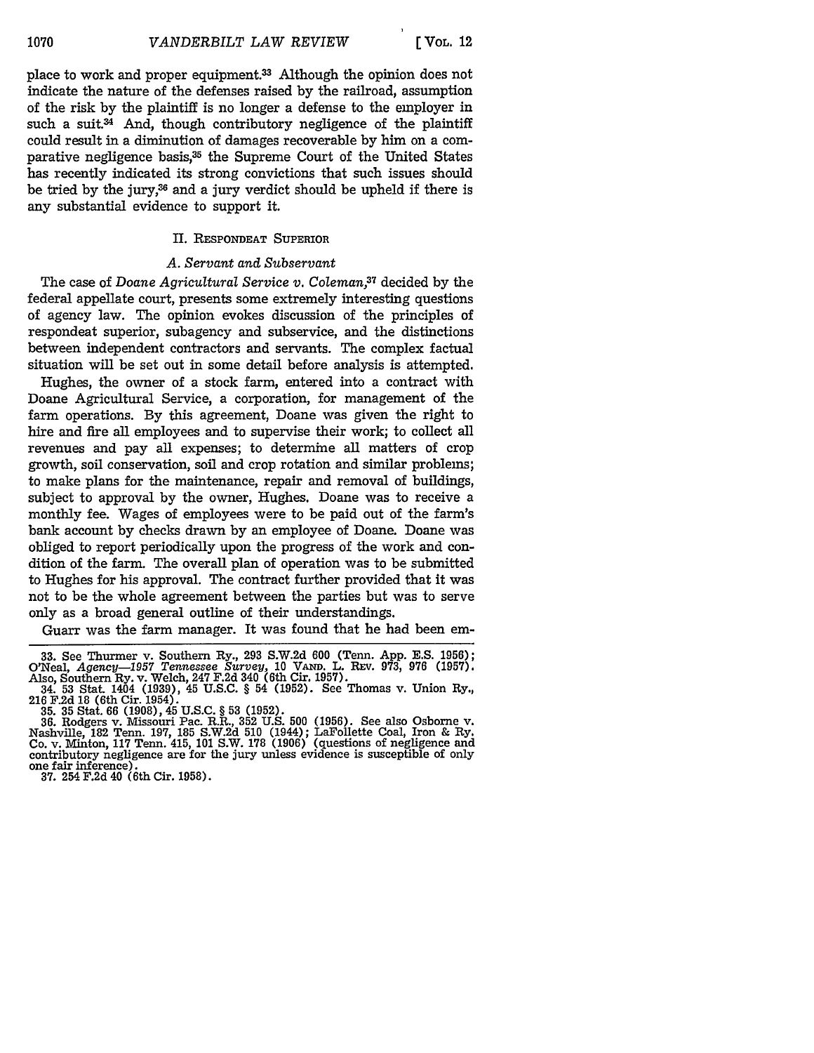place to work and proper equipment.[33] Although the opinion does not indicate the nature of the defenses raised by the railroad, assumption of the risk by the plaintiff is no longer a defense to the employer in such a suit.[34] And, though contributory negligence of the plaintiff could result in a diminution of damages recoverable by him on a comparative negligence basis,[35] the Supreme Court of the United States has recently indicated its strong convictions that such issues should be tried by the jury,[36] and a jury verdict should be upheld if there is any substantial evidence to support it.

## II. Respondeat Superior

### *A. Servant and Subservant*

The case of *Doane Agricultural Service v. Coleman*,[37] decided by the federal appellate court, presents some extremely interesting questions of agency law. The opinion evokes discussion of the principles of respondeat superior, subagency and subservice, and the distinctions between independent contractors and servants. The complex factual situation will be set out in some detail before analysis is attempted.

Hughes, the owner of a stock farm, entered into a contract with Doane Agricultural Service, a corporation, for management of the farm operations. By this agreement, Doane was given the right to hire and fire all employees and to supervise their work; to collect all revenues and pay all expenses; to determine all matters of crop growth, soil conservation, soil and crop rotation and similar problems; to make plans for the maintenance, repair and removal of buildings, subject to approval by the owner, Hughes. Doane was to receive a monthly fee. Wages of employees were to be paid out of the farm's bank account by checks drawn by an employee of Doane. Doane was obliged to report periodically upon the progress of the work and condition of the farm. The overall plan of operation was to be submitted to Hughes for his approval. The contract further provided that it was not to be the whole agreement between the parties but was to serve only as a broad general outline of their understandings.

Guarr was the farm manager. It was found that he had been em-

---

33. See Thurmer v. Southern Ry., 293 S.W.2d 600 (Tenn. App. E.S. 1956); O'Neal, *Agency—1957 Tennessee Survey*, 10 Vand. L. Rev. 973, 976 (1957). Also, Southern Ry. v. Welch, 247 F.2d 340 (6th Cir. 1957).

34. 53 Stat. 1404 (1939), 45 U.S.C. § 54 (1952). See Thomas v. Union Ry., 216 F.2d 18 (6th Cir. 1954).

35. 35 Stat. 66 (1908), 45 U.S.C. § 53 (1952).

36. Rodgers v. Missouri Pac. R.R., 352 U.S. 500 (1956). See also Osborne v. Nashville, 182 Tenn. 197, 185 S.W.2d 510 (1944); LaFollette Coal, Iron & Ry. Co. v. Minton, 117 Tenn. 415, 101 S.W. 178 (1906) (questions of negligence and contributory negligence are for the jury unless evidence is susceptible of only one fair inference).

37. 254 F.2d 40 (6th Cir. 1958).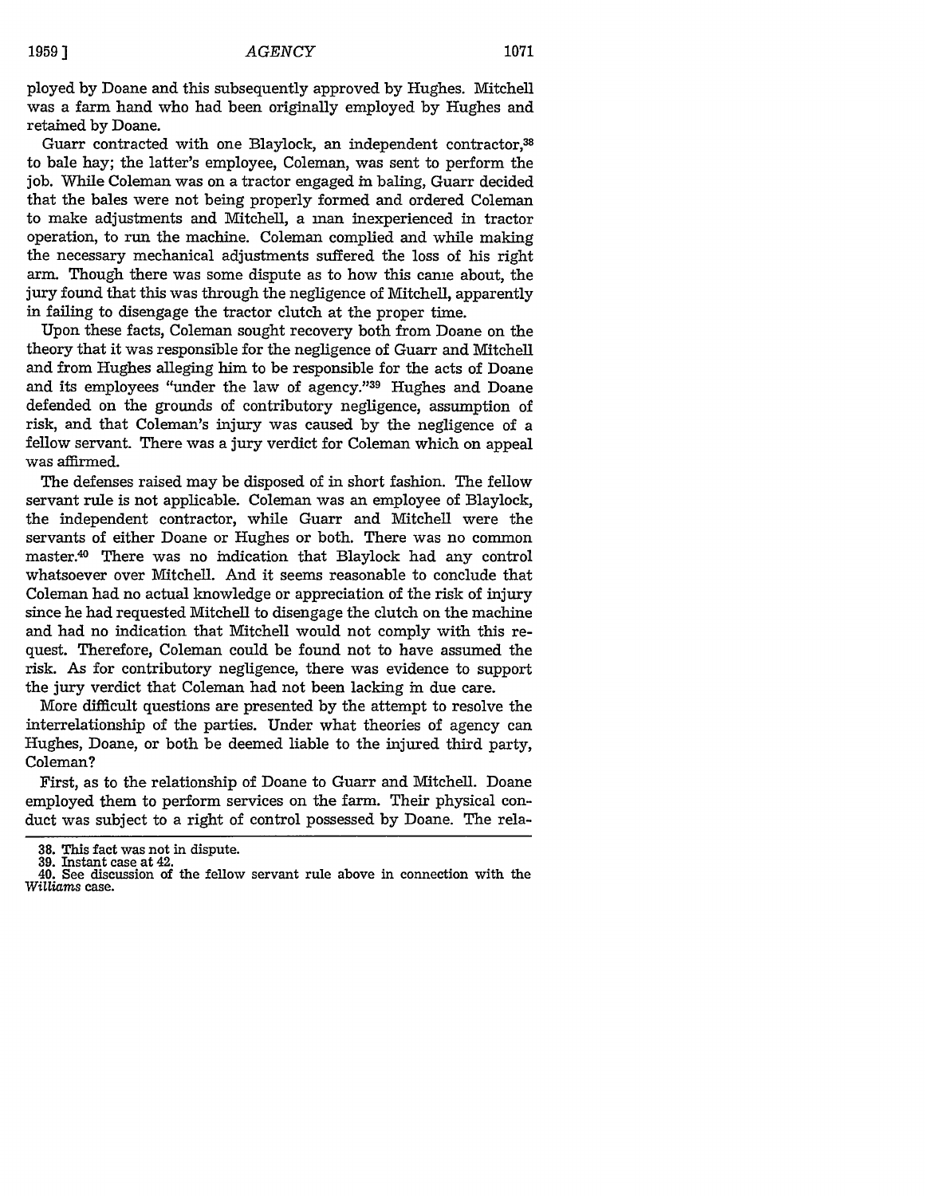ployed by Doane and this subsequently approved by Hughes. Mitchell was a farm hand who had been originally employed by Hughes and retained by Doane.

Guarr contracted with one Blaylock, an independent contractor,[38] to bale hay; the latter's employee, Coleman, was sent to perform the job. While Coleman was on a tractor engaged in baling, Guarr decided that the bales were not being properly formed and ordered Coleman to make adjustments and Mitchell, a man inexperienced in tractor operation, to run the machine. Coleman complied and while making the necessary mechanical adjustments suffered the loss of his right arm. Though there was some dispute as to how this came about, the jury found that this was through the negligence of Mitchell, apparently in failing to disengage the tractor clutch at the proper time.

Upon these facts, Coleman sought recovery both from Doane on the theory that it was responsible for the negligence of Guarr and Mitchell and from Hughes alleging him to be responsible for the acts of Doane and its employees "under the law of agency."[39] Hughes and Doane defended on the grounds of contributory negligence, assumption of risk, and that Coleman's injury was caused by the negligence of a fellow servant. There was a jury verdict for Coleman which on appeal was affirmed.

The defenses raised may be disposed of in short fashion. The fellow servant rule is not applicable. Coleman was an employee of Blaylock, the independent contractor, while Guarr and Mitchell were the servants of either Doane or Hughes or both. There was no common master.[40] There was no indication that Blaylock had any control whatsoever over Mitchell. And it seems reasonable to conclude that Coleman had no actual knowledge or appreciation of the risk of injury since he had requested Mitchell to disengage the clutch on the machine and had no indication that Mitchell would not comply with this request. Therefore, Coleman could be found not to have assumed the risk. As for contributory negligence, there was evidence to support the jury verdict that Coleman had not been lacking in due care.

More difficult questions are presented by the attempt to resolve the interrelationship of the parties. Under what theories of agency can Hughes, Doane, or both be deemed liable to the injured third party, Coleman?

First, as to the relationship of Doane to Guarr and Mitchell. Doane employed them to perform services on the farm. Their physical conduct was subject to a right of control possessed by Doane. The rela-

38. This fact was not in dispute.

39. Instant case at 42.

40. See discussion of the fellow servant rule above in connection with the *Williams* case.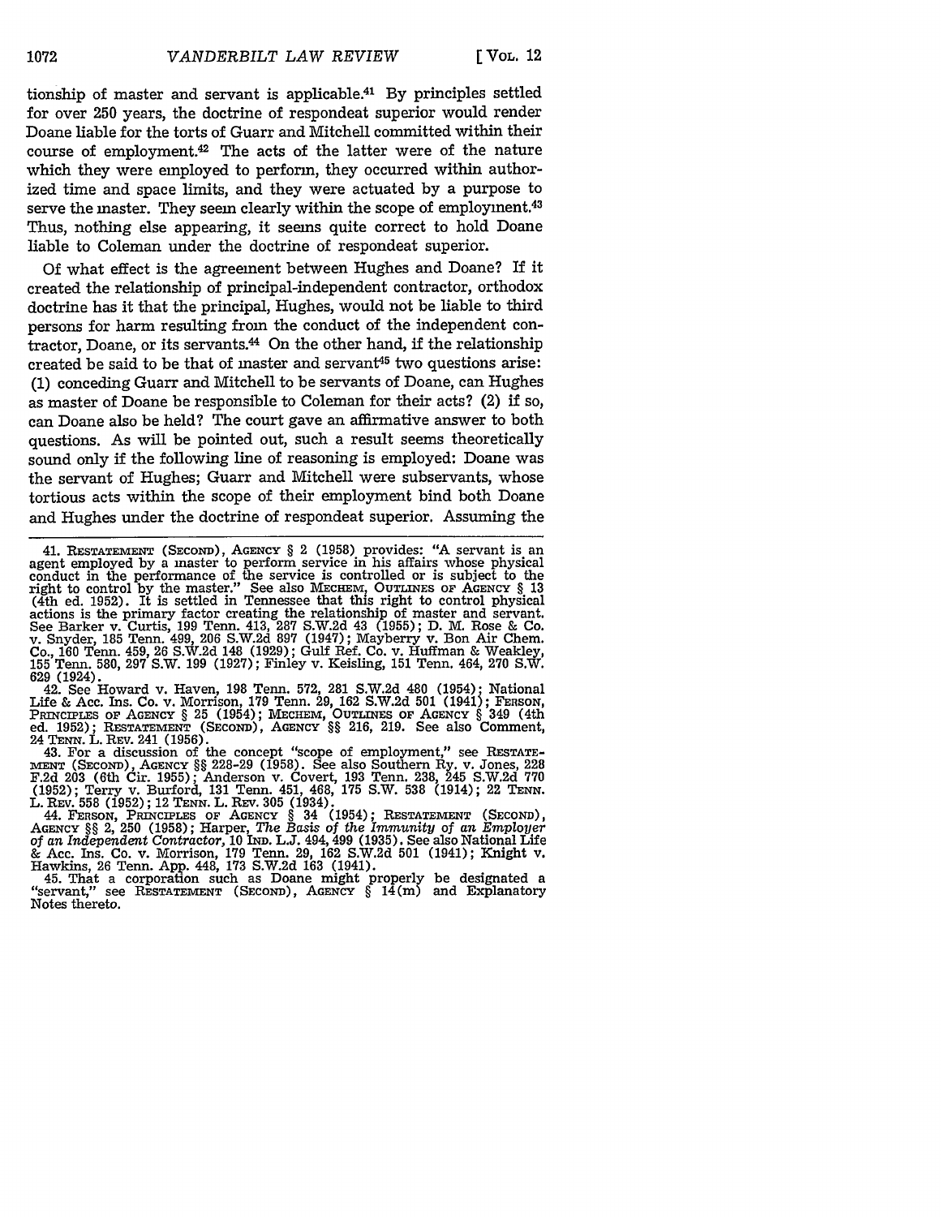tionship of master and servant is applicable.[41] By principles settled for over 250 years, the doctrine of respondeat superior would render Doane liable for the torts of Guarr and Mitchell committed within their course of employment.[42] The acts of the latter were of the nature which they were employed to perform, they occurred within authorized time and space limits, and they were actuated by a purpose to serve the master. They seem clearly within the scope of employment.[43] Thus, nothing else appearing, it seems quite correct to hold Doane liable to Coleman under the doctrine of respondeat superior.

Of what effect is the agreement between Hughes and Doane? If it created the relationship of principal-independent contractor, orthodox doctrine has it that the principal, Hughes, would not be liable to third persons for harm resulting from the conduct of the independent contractor, Doane, or its servants.[44] On the other hand, if the relationship created be said to be that of master and servant[45] two questions arise: (1) conceding Guarr and Mitchell to be servants of Doane, can Hughes as master of Doane be responsible to Coleman for their acts? (2) if so, can Doane also be held? The court gave an affirmative answer to both questions. As will be pointed out, such a result seems theoretically sound only if the following line of reasoning is employed: Doane was the servant of Hughes; Guarr and Mitchell were subservants, whose tortious acts within the scope of their employment bind both Doane and Hughes under the doctrine of respondeat superior. Assuming the

---

41. RESTATEMENT (SECOND), AGENCY § 2 (1958) provides: "A servant is an agent employed by a master to perform service in his affairs whose physical conduct in the performance of the service is controlled or is subject to the right to control by the master." See also MECHEM, OUTLINES OF AGENCY § 13 (4th ed. 1952). It is settled in Tennessee that this right to control physical actions is the primary factor creating the relationship of master and servant. See Barker v. Curtis, 199 Tenn. 413, 287 S.W.2d 43 (1955); D. M. Rose & Co. v. Snyder, 185 Tenn. 499, 206 S.W.2d 897 (1947); Mayberry v. Bon Air Chem. Co., 160 Tenn. 459, 26 S.W.2d 148 (1929); Gulf Ref. Co. v. Huffman & Weakley, 155 Tenn. 580, 297 S.W. 199 (1927); Finley v. Keisling, 151 Tenn. 464, 270 S.W. 629 (1924).

42. See Howard v. Haven, 198 Tenn. 572, 281 S.W.2d 480 (1954); National Life & Acc. Ins. Co. v. Morrison, 179 Tenn. 29, 162 S.W.2d 501 (1941); FERSON, PRINCIPLES OF AGENCY § 25 (1954); MECHEM, OUTLINES OF AGENCY § 349 (4th ed. 1952); RESTATEMENT (SECOND), AGENCY §§ 216, 219. See also Comment, 24 TENN. L. REV. 241 (1956).

43. For a discussion of the concept "scope of employment," see RESTATEMENT (SECOND), AGENCY §§ 228-29 (1958). See also Southern Ry. v. Jones, 228 F.2d 203 (6th Cir. 1955); Anderson v. Covert, 193 Tenn. 238, 245 S.W.2d 770 (1952); Terry v. Burford, 131 Tenn. 451, 468, 175 S.W. 538 (1914); 22 TENN. L. REV. 558 (1952); 12 TENN. L. REV. 305 (1934).

44. FERSON, PRINCIPLES OF AGENCY § 34 (1954); RESTATEMENT (SECOND), AGENCY §§ 2, 250 (1958); Harper, *The Basis of the Immunity of an Employer of an Independent Contractor*, 10 IND. L.J. 494, 499 (1935). See also National Life & Acc. Ins. Co. v. Morrison, 179 Tenn. 29, 162 S.W.2d 501 (1941); Knight v. Hawkins, 26 Tenn. App. 448, 173 S.W.2d 163 (1941).

45. That a corporation such as Doane might properly be designated a "servant," see RESTATEMENT (SECOND), AGENCY § 14(m) and Explanatory Notes thereto.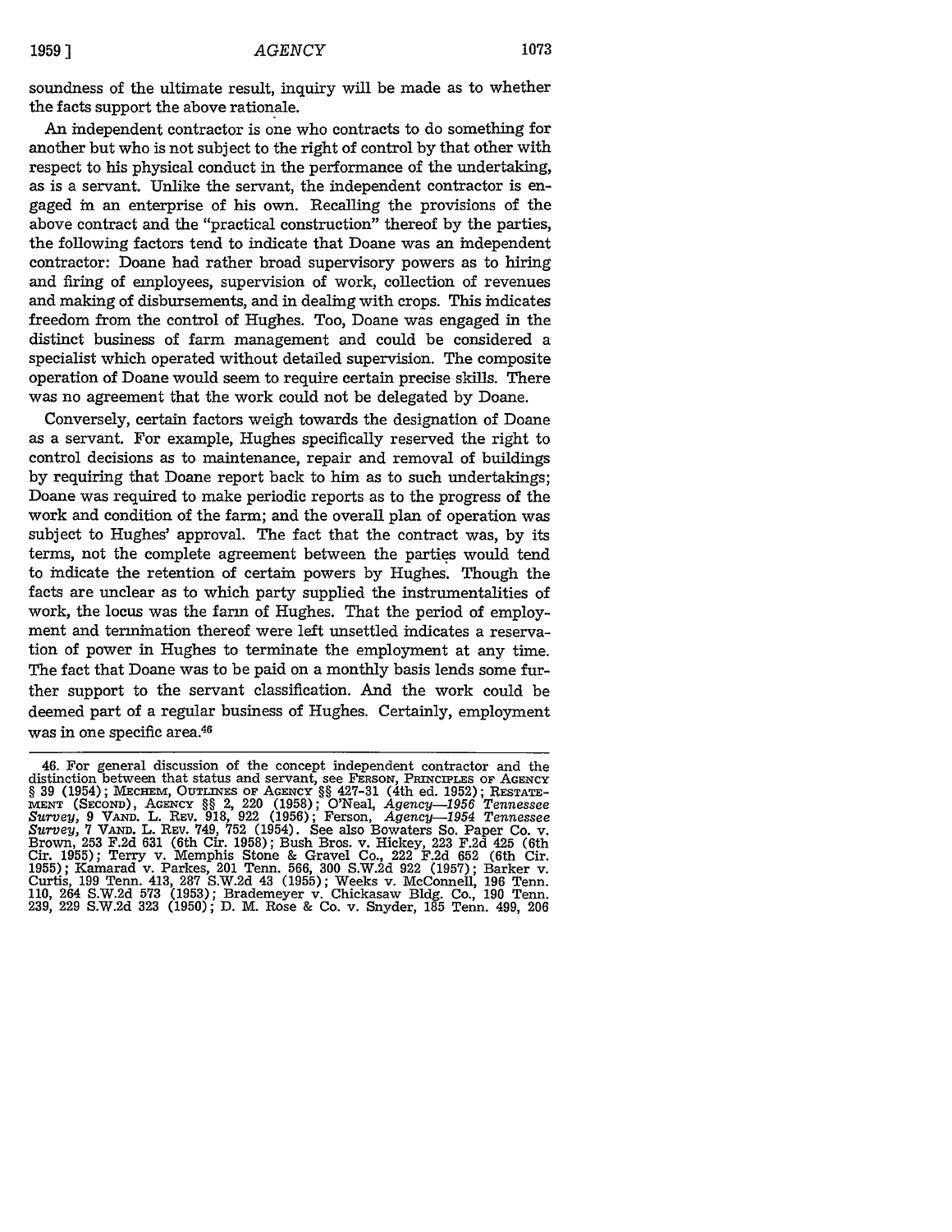soundness of the ultimate result, inquiry will be made as to whether the facts support the above rationale.

An independent contractor is one who contracts to do something for another but who is not subject to the right of control by that other with respect to his physical conduct in the performance of the undertaking, as is a servant. Unlike the servant, the independent contractor is engaged in an enterprise of his own. Recalling the provisions of the above contract and the "practical construction" thereof by the parties, the following factors tend to indicate that Doane was an independent contractor: Doane had rather broad supervisory powers as to hiring and firing of employees, supervision of work, collection of revenues and making of disbursements, and in dealing with crops. This indicates freedom from the control of Hughes. Too, Doane was engaged in the distinct business of farm management and could be considered a specialist which operated without detailed supervision. The composite operation of Doane would seem to require certain precise skills. There was no agreement that the work could not be delegated by Doane.

Conversely, certain factors weigh towards the designation of Doane as a servant. For example, Hughes specifically reserved the right to control decisions as to maintenance, repair and removal of buildings by requiring that Doane report back to him as to such undertakings; Doane was required to make periodic reports as to the progress of the work and condition of the farm; and the overall plan of operation was subject to Hughes' approval. The fact that the contract was, by its terms, not the complete agreement between the parties would tend to indicate the retention of certain powers by Hughes. Though the facts are unclear as to which party supplied the instrumentalities of work, the locus was the farm of Hughes. That the period of employment and termination thereof were left unsettled indicates a reservation of power in Hughes to terminate the employment at any time. The fact that Doane was to be paid on a monthly basis lends some further support to the servant classification. And the work could be deemed part of a regular business of Hughes. Certainly, employment was in one specific area.[46]

---

46. For general discussion of the concept independent contractor and the distinction between that status and servant, see FERSON, PRINCIPLES OF AGENCY § 39 (1954); MECHEM, OUTLINES OF AGENCY §§ 427-31 (4th ed. 1952); RESTATEMENT (SECOND), AGENCY §§ 2, 220 (1958); O'Neal, *Agency—1956 Tennessee Survey*, 9 VAND. L. REV. 918, 922 (1956); Ferson, *Agency—1954 Tennessee Survey*, 7 VAND. L. REV. 749, 752 (1954). See also Bowaters So. Paper Co. v. Brown, 253 F.2d 631 (6th Cir. 1958); Bush Bros. v. Hickey, 223 F.2d 425 (6th Cir. 1955); Terry v. Memphis Stone & Gravel Co., 222 F.2d 652 (6th Cir. 1955); Kamarad v. Parkes, 201 Tenn. 566, 300 S.W.2d 922 (1957); Barker v. Curtis, 199 Tenn. 413, 287 S.W.2d 43 (1955); Weeks v. McConnell, 196 Tenn. 110, 264 S.W.2d 573 (1953); Brademeyer v. Chickasaw Bldg. Co., 190 Tenn. 239, 229 S.W.2d 323 (1950); D. M. Rose & Co. v. Snyder, 185 Tenn. 499, 206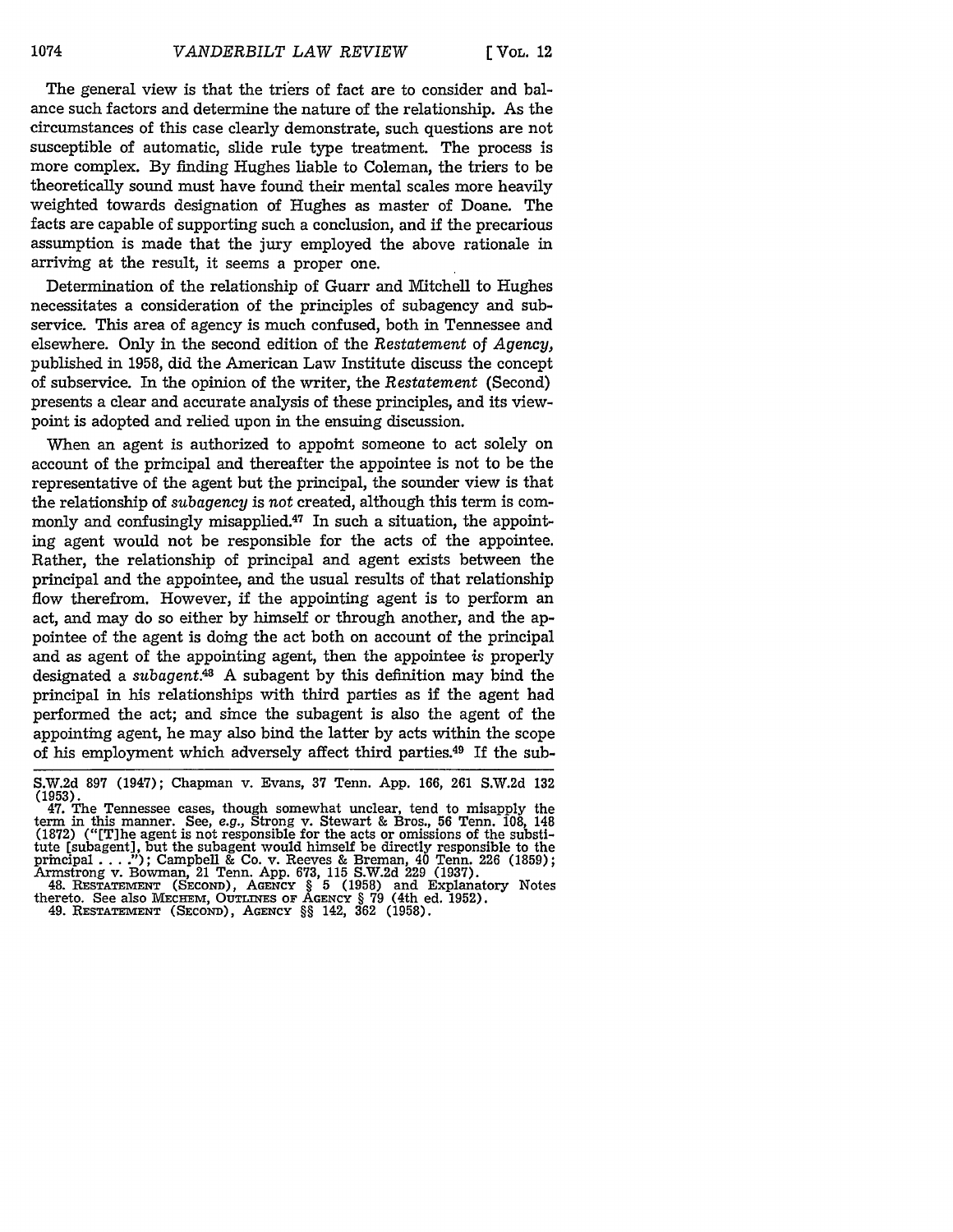The general view is that the triers of fact are to consider and balance such factors and determine the nature of the relationship. As the circumstances of this case clearly demonstrate, such questions are not susceptible of automatic, slide rule type treatment. The process is more complex. By finding Hughes liable to Coleman, the triers to be theoretically sound must have found their mental scales more heavily weighted towards designation of Hughes as master of Doane. The facts are capable of supporting such a conclusion, and if the precarious assumption is made that the jury employed the above rationale in arriving at the result, it seems a proper one.

Determination of the relationship of Guarr and Mitchell to Hughes necessitates a consideration of the principles of subagency and subservice. This area of agency is much confused, both in Tennessee and elsewhere. Only in the second edition of the *Restatement of Agency*, published in 1958, did the American Law Institute discuss the concept of subservice. In the opinion of the writer, the *Restatement* (Second) presents a clear and accurate analysis of these principles, and its viewpoint is adopted and relied upon in the ensuing discussion.

When an agent is authorized to appoint someone to act solely on account of the principal and thereafter the appointee is not to be the representative of the agent but the principal, the sounder view is that the relationship of *subagency* is *not* created, although this term is commonly and confusingly misapplied.[47] In such a situation, the appointing agent would not be responsible for the acts of the appointee. Rather, the relationship of principal and agent exists between the principal and the appointee, and the usual results of that relationship flow therefrom. However, if the appointing agent is to perform an act, and may do so either by himself or through another, and the appointee of the agent is doing the act both on account of the principal and as agent of the appointing agent, then the appointee *is* properly designated a *subagent*.[48] A subagent by this definition may bind the principal in his relationships with third parties as if the agent had performed the act; and since the subagent is also the agent of the appointing agent, he may also bind the latter by acts within the scope of his employment which adversely affect third parties.[49] If the sub-

S.W.2d 897 (1947); Chapman v. Evans, 37 Tenn. App. 166, 261 S.W.2d 132 (1953).

47. The Tennessee cases, though somewhat unclear, tend to misapply the term in this manner. See, *e.g.*, Strong v. Stewart & Bros., 56 Tenn. 108, 148 (1872) ("[T]he agent is not responsible for the acts or omissions of the substitute [subagent], but the subagent would himself be directly responsible to the principal . . . ."); Campbell & Co. v. Reeves & Breman, 40 Tenn. 226 (1859); Armstrong v. Bowman, 21 Tenn. App. 673, 115 S.W.2d 229 (1937).

48. RESTATEMENT (SECOND), AGENCY § 5 (1958) and Explanatory Notes thereto. See also MECHEM, OUTLINES OF AGENCY § 79 (4th ed. 1952).

49. RESTATEMENT (SECOND), AGENCY §§ 142, 362 (1958).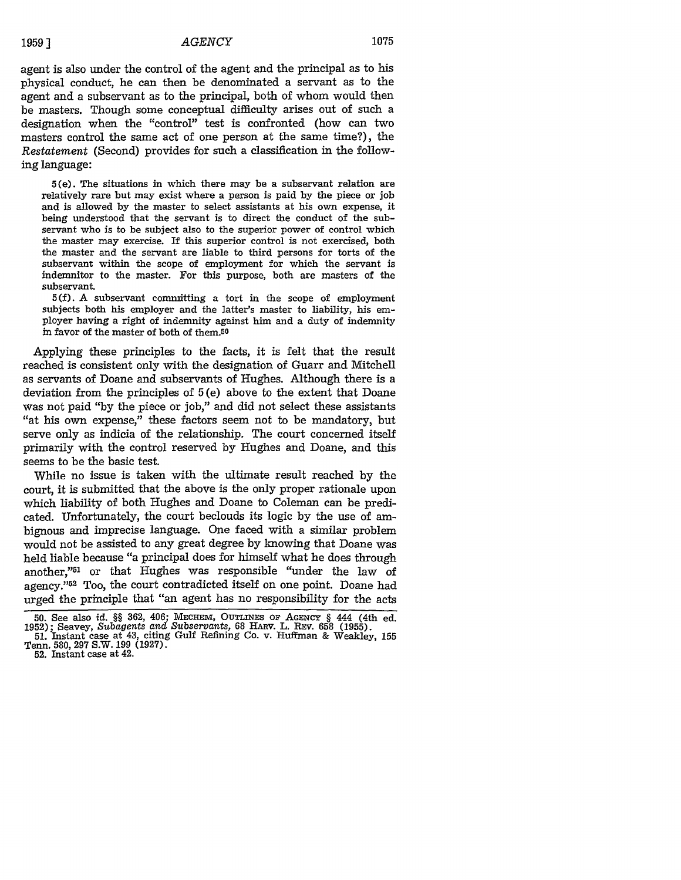agent is also under the control of the agent and the principal as to his physical conduct, he can then be denominated a servant as to the agent and a subservant as to the principal, both of whom would then be masters. Though some conceptual difficulty arises out of such a designation when the "control" test is confronted (how can two masters control the same act of one person at the same time?), the *Restatement* (Second) provides for such a classification in the following language:

> 5(e). The situations in which there may be a subservant relation are relatively rare but may exist where a person is paid by the piece or job and is allowed by the master to select assistants at his own expense, it being understood that the servant is to direct the conduct of the subservant who is to be subject also to the superior power of control which the master may exercise. If this superior control is not exercised, both the master and the servant are liable to third persons for torts of the subservant within the scope of employment for which the servant is indemnitor to the master. For this purpose, both are masters of the subservant.
>
> 5(f). A subservant committing a tort in the scope of employment subjects both his employer and the latter's master to liability, his employer having a right of indemnity against him and a duty of indemnity in favor of the master of both of them.[50]

Applying these principles to the facts, it is felt that the result reached is consistent only with the designation of Guarr and Mitchell as servants of Doane and subservants of Hughes. Although there is a deviation from the principles of 5(e) above to the extent that Doane was not paid "by the piece or job," and did not select these assistants "at his own expense," these factors seem not to be mandatory, but serve only as indicia of the relationship. The court concerned itself primarily with the control reserved by Hughes and Doane, and this seems to be the basic test.

While no issue is taken with the ultimate result reached by the court, it is submitted that the above is the only proper rationale upon which liability of both Hughes and Doane to Coleman can be predicated. Unfortunately, the court beclouds its logic by the use of ambiguous and imprecise language. One faced with a similar problem would not be assisted to any great degree by knowing that Doane was held liable because "a principal does for himself what he does through another,"[51] or that Hughes was responsible "under the law of agency."[52] Too, the court contradicted itself on one point. Doane had urged the principle that "an agent has no responsibility for the acts

---

50. See also *id.* §§ 362, 406; MECHEM, OUTLINES OF AGENCY § 444 (4th ed. 1952); Seavey, *Subagents and Subservants*, 68 HARV. L. REV. 658 (1955).

51. Instant case at 43, citing Gulf Refining Co. v. Huffman & Weakley, 155 Tenn. 580, 297 S.W. 199 (1927).

52. Instant case at 42.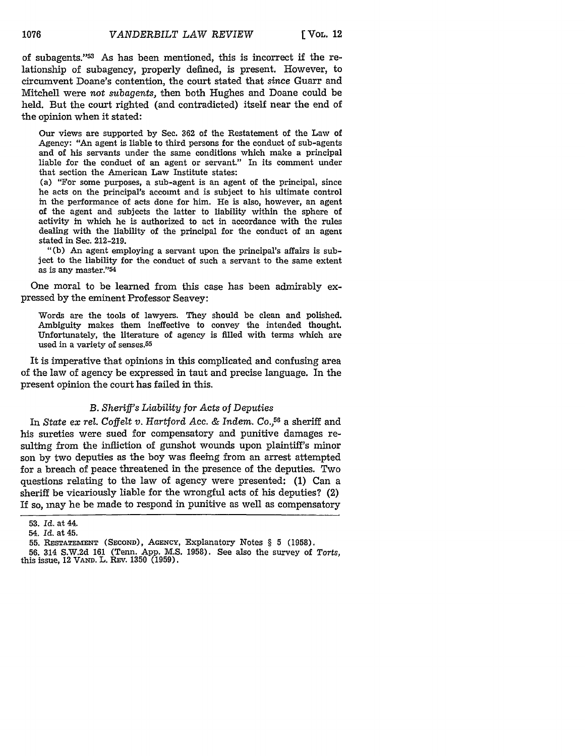of subagents."[53] As has been mentioned, this is incorrect if the relationship of subagency, properly defined, is present. However, to circumvent Doane's contention, the court stated that *since* Guarr and Mitchell were *not subagents,* then both Hughes and Doane could be held. But the court righted (and contradicted) itself near the end of the opinion when it stated:

> Our views are supported by Sec. 362 of the Restatement of the Law of Agency: "An agent is liable to third persons for the conduct of sub-agents and of his servants under the same conditions which make a principal liable for the conduct of an agent or servant." In its comment under that section the American Law Institute states:
>
> (a) "For some purposes, a sub-agent is an agent of the principal, since he acts on the principal's account and is subject to his ultimate control in the performance of acts done for him. He is also, however, an agent of the agent and subjects the latter to liability within the sphere of activity in which he is authorized to act in accordance with the rules dealing with the liability of the principal for the conduct of an agent stated in Sec. 212-219.
>
> "(b) An agent employing a servant upon the principal's affairs is subject to the liability for the conduct of such a servant to the same extent as is any master."[54]

One moral to be learned from this case has been admirably expressed by the eminent Professor Seavey:

> Words are the tools of lawyers. They should be clean and polished. Ambiguity makes them ineffective to convey the intended thought. Unfortunately, the literature of agency is filled with terms which are used in a variety of senses.[55]

It is imperative that opinions in this complicated and confusing area of the law of agency be expressed in taut and precise language. In the present opinion the court has failed in this.

### *B. Sheriff's Liability for Acts of Deputies*

In *State ex rel. Coffelt v. Hartford Acc. & Indem. Co.*,[56] a sheriff and his sureties were sued for compensatory and punitive damages resulting from the infliction of gunshot wounds upon plaintiff's minor son by two deputies as the boy was fleeing from an arrest attempted for a breach of peace threatened in the presence of the deputies. Two questions relating to the law of agency were presented: (1) Can a sheriff be vicariously liable for the wrongful acts of his deputies? (2) If so, may he be made to respond in punitive as well as compensatory

---

53. *Id.* at 44.

54. *Id.* at 45.

55. RESTATEMENT (SECOND), AGENCY, Explanatory Notes § 5 (1958).

56. 314 S.W.2d 161 (Tenn. App. M.S. 1958). See also the survey of *Torts*, this issue, 12 VAND. L. REV. 1350 (1959).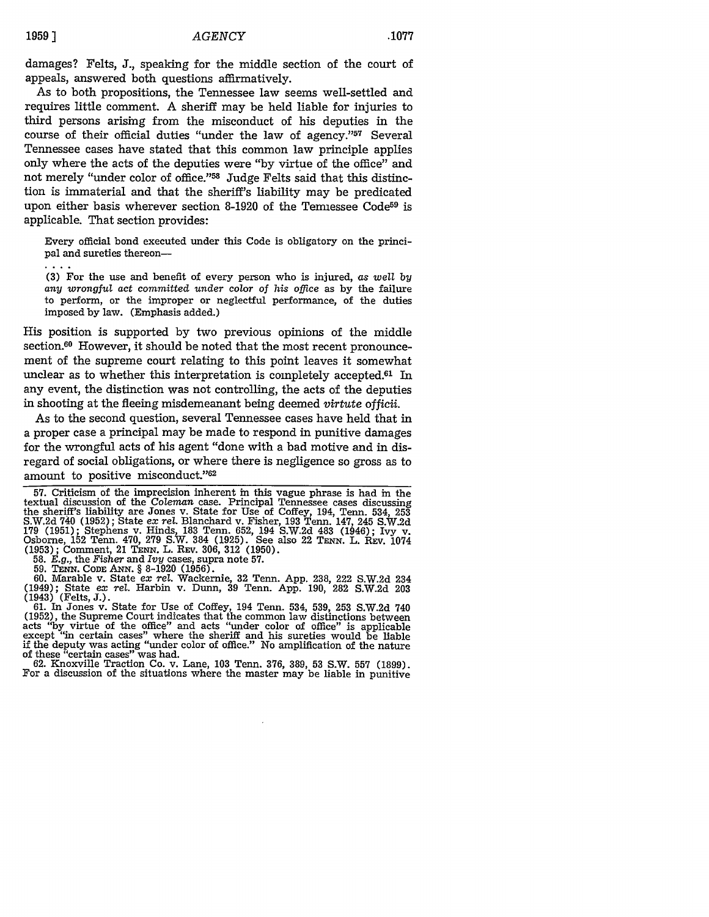damages? Felts, J., speaking for the middle section of the court of appeals, answered both questions affirmatively.

As to both propositions, the Tennessee law seems well-settled and requires little comment. A sheriff may be held liable for injuries to third persons arising from the misconduct of his deputies in the course of their official duties "under the law of agency."[57] Several Tennessee cases have stated that this common law principle applies only where the acts of the deputies were "by virtue of the office" and not merely "under color of office."[58] Judge Felts said that this distinction is immaterial and that the sheriff's liability may be predicated upon either basis wherever section 8-1920 of the Tennessee Code[59] is applicable. That section provides:

> Every official bond executed under this Code is obligatory on the principal and sureties thereon—
>
> . . . .
>
> (3) For the use and benefit of every person who is injured, *as well by any wrongful act committed under color of his office* as by the failure to perform, or the improper or neglectful performance, of the duties imposed by law. (Emphasis added.)

His position is supported by two previous opinions of the middle section.[60] However, it should be noted that the most recent pronouncement of the supreme court relating to this point leaves it somewhat unclear as to whether this interpretation is completely accepted.[61] In any event, the distinction was not controlling, the acts of the deputies in shooting at the fleeing misdemeanant being deemed *virtute officii*.

As to the second question, several Tennessee cases have held that in a proper case a principal may be made to respond in punitive damages for the wrongful acts of his agent "done with a bad motive and in disregard of social obligations, or where there is negligence so gross as to amount to positive misconduct."[62]

---

57. Criticism of the imprecision inherent in this vague phrase is had in the textual discussion of the *Coleman* case. Principal Tennessee cases discussing the sheriff's liability are Jones v. State for Use of Coffey, 194 Tenn. 534, 253 S.W.2d 740 (1952); State *ex rel.* Blanchard v. Fisher, 193 Tenn. 147, 245 S.W.2d 179 (1951); Stephens v. Hinds, 183 Tenn. 652, 194 S.W.2d 483 (1946); Ivy v. Osborne, 152 Tenn. 470, 279 S.W. 384 (1925). See also 22 Tenn. L. Rev. 1074 (1953); Comment, 21 Tenn. L. Rev. 306, 312 (1950).

58. *E.g.*, the *Fisher* and *Ivy* cases, supra note 57.

59. Tenn. Code Ann. § 8-1920 (1956).

60. Marable v. State *ex rel.* Wackernie, 32 Tenn. App. 238, 222 S.W.2d 234 (1949); State *ex rel.* Harbin v. Dunn, 39 Tenn. App. 190, 282 S.W.2d 203 (1943) (Felts, J.).

61. In Jones v. State for Use of Coffey, 194 Tenn. 534, 539, 253 S.W.2d 740 (1952), the Supreme Court indicates that the common law distinctions between acts "by virtue of the office" and acts "under color of office" is applicable except "in certain cases" where the sheriff and his sureties would be liable if the deputy was acting "under color of office." No amplification of the nature of these "certain cases" was had.

62. Knoxville Traction Co. v. Lane, 103 Tenn. 376, 389, 53 S.W. 557 (1899). For a discussion of the situations where the master may be liable in punitive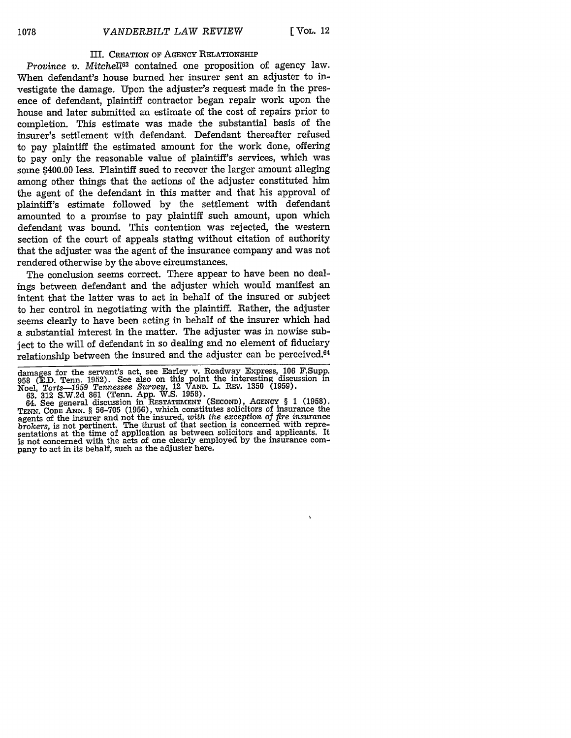### III. Creation of Agency Relationship

*Province v. Mitchell*[63] contained one proposition of agency law. When defendant's house burned her insurer sent an adjuster to investigate the damage. Upon the adjuster's request made in the presence of defendant, plaintiff contractor began repair work upon the house and later submitted an estimate of the cost of repairs prior to completion. This estimate was made the substantial basis of the insurer's settlement with defendant. Defendant thereafter refused to pay plaintiff the estimated amount for the work done, offering to pay only the reasonable value of plaintiff's services, which was some $400.00 less. Plaintiff sued to recover the larger amount alleging among other things that the actions of the adjuster constituted him the agent of the defendant in this matter and that his approval of plaintiff's estimate followed by the settlement with defendant amounted to a promise to pay plaintiff such amount, upon which defendant was bound. This contention was rejected, the western section of the court of appeals stating without citation of authority that the adjuster was the agent of the insurance company and was not rendered otherwise by the above circumstances.

The conclusion seems correct. There appear to have been no dealings between defendant and the adjuster which would manifest an intent that the latter was to act in behalf of the insured or subject to her control in negotiating with the plaintiff. Rather, the adjuster seems clearly to have been acting in behalf of the insurer which had a substantial interest in the matter. The adjuster was in nowise subject to the will of defendant in so dealing and no element of fiduciary relationship between the insured and the adjuster can be perceived.[64]

---

damages for the servant's act, see Earley v. Roadway Express, 106 F.Supp. 958 (E.D. Tenn. 1952). See also on this point the interesting discussion in Noel, *Torts—1959 Tennessee Survey*, 12 Vand. L. Rev. 1350 (1959).

63. 312 S.W.2d 861 (Tenn. App. W.S. 1958).

64. See general discussion in Restatement (Second), Agency § 1 (1958). Tenn. Code Ann. § 56-705 (1956), which constitutes solicitors of insurance the agents of the insurer and not the insured, *with the exception of fire insurance brokers*, is not pertinent. The thrust of that section is concerned with representations at the time of application as between solicitors and applicants. It is not concerned with the acts of one clearly employed by the insurance company to act in its behalf, such as the adjuster here.